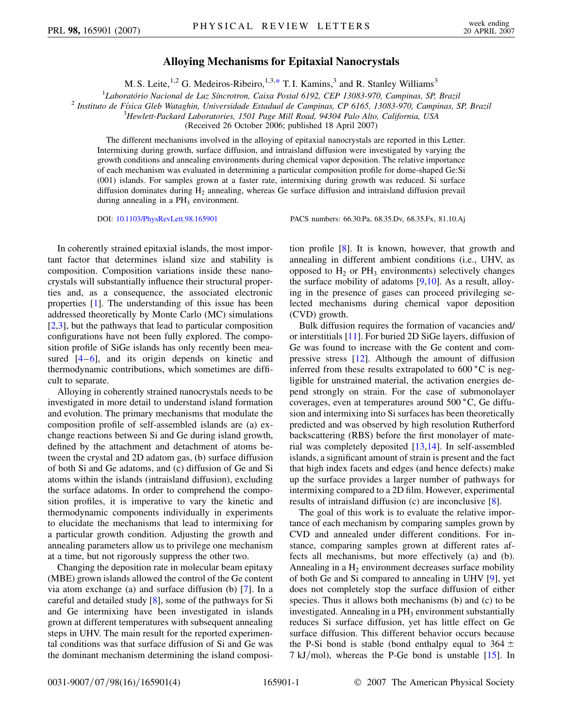# Alloying Mechanisms for Epitaxial Nanocrystals

M. S. Leite,[1,2] G. Medeiros-Ribeiro,[1,3,*] T. I. Kamins,[3] and R. Stanley Williams[3]

[1]*Laboratório Nacional de Luz Síncrotron, Caixa Postal 6192, CEP 13083-970, Campinas, SP, Brazil*
[2] *Instituto de Física Gleb Wataghin, Universidade Estadual de Campinas, CP 6165, 13083-970, Campinas, SP, Brazil*
[3]*Hewlett-Packard Laboratories, 1501 Page Mill Road, 94304 Palo Alto, California, USA*
(Received 26 October 2006; published 18 April 2007)

The different mechanisms involved in the alloying of epitaxial nanocrystals are reported in this Letter. Intermixing during growth, surface diffusion, and intraisland diffusion were investigated by varying the growth conditions and annealing environments during chemical vapor deposition. The relative importance of each mechanism was evaluated in determining a particular composition profile for dome-shaped Ge:Si (001) islands. For samples grown at a faster rate, intermixing during growth was reduced. Si surface diffusion dominates during $H_2$ annealing, whereas Ge surface diffusion and intraisland diffusion prevail during annealing in a $PH_3$ environment.

DOI: 10.1103/PhysRevLett.98.165901 PACS numbers: 66.30.Pa, 68.35.Dv, 68.35.Fx, 81.10.Aj

In coherently strained epitaxial islands, the most important factor that determines island size and stability is composition. Composition variations inside these nanocrystals will substantially influence their structural properties and, as a consequence, the associated electronic properties [1]. The understanding of this issue has been addressed theoretically by Monte Carlo (MC) simulations [2,3], but the pathways that lead to particular composition configurations have not been fully explored. The composition profile of SiGe islands has only recently been measured [4–6], and its origin depends on kinetic and thermodynamic contributions, which sometimes are difficult to separate.

Alloying in coherently strained nanocrystals needs to be investigated in more detail to understand island formation and evolution. The primary mechanisms that modulate the composition profile of self-assembled islands are (a) exchange reactions between Si and Ge during island growth, defined by the attachment and detachment of atoms between the crystal and 2D adatom gas, (b) surface diffusion of both Si and Ge adatoms, and (c) diffusion of Ge and Si atoms within the islands (intraisland diffusion), excluding the surface adatoms. In order to comprehend the composition profiles, it is imperative to vary the kinetic and thermodynamic components individually in experiments to elucidate the mechanisms that lead to intermixing for a particular growth condition. Adjusting the growth and annealing parameters allow us to privilege one mechanism at a time, but not rigorously suppress the other two.

Changing the deposition rate in molecular beam epitaxy (MBE) grown islands allowed the control of the Ge content via atom exchange (a) and surface diffusion (b) [7]. In a careful and detailed study [8], some of the pathways for Si and Ge intermixing have been investigated in islands grown at different temperatures with subsequent annealing steps in UHV. The main result for the reported experimental conditions was that surface diffusion of Si and Ge was the dominant mechanism determining the island composition profile [8]. It is known, however, that growth and annealing in different ambient conditions (i.e., UHV, as opposed to $H_2$ or $PH_3$ environments) selectively changes the surface mobility of adatoms [9,10]. As a result, alloying in the presence of gases can proceed privileging selected mechanisms during chemical vapor deposition (CVD) growth.

Bulk diffusion requires the formation of vacancies and/or interstitials [11]. For buried 2D SiGe layers, diffusion of Ge was found to increase with the Ge content and compressive stress [12]. Although the amount of diffusion inferred from these results extrapolated to 600 °C is negligible for unstrained material, the activation energies depend strongly on strain. For the case of submonolayer coverages, even at temperatures around 500 °C, Ge diffusion and intermixing into Si surfaces has been theoretically predicted and was observed by high resolution Rutherford backscattering (RBS) before the first monolayer of material was completely deposited [13,14]. In self-assembled islands, a significant amount of strain is present and the fact that high index facets and edges (and hence defects) make up the surface provides a larger number of pathways for intermixing compared to a 2D film. However, experimental results of intraisland diffusion (c) are inconclusive [8].

The goal of this work is to evaluate the relative importance of each mechanism by comparing samples grown by CVD and annealed under different conditions. For instance, comparing samples grown at different rates affects all mechanisms, but more effectively (a) and (b). Annealing in a $H_2$ environment decreases surface mobility of both Ge and Si compared to annealing in UHV [9], yet does not completely stop the surface diffusion of either species. Thus it allows both mechanisms (b) and (c) to be investigated. Annealing in a $PH_3$ environment substantially reduces Si surface diffusion, yet has little effect on Ge surface diffusion. This different behavior occurs because the P-Si bond is stable (bond enthalpy equal to $364 \pm 7$ kJ/mol), whereas the P-Ge bond is unstable [15]. In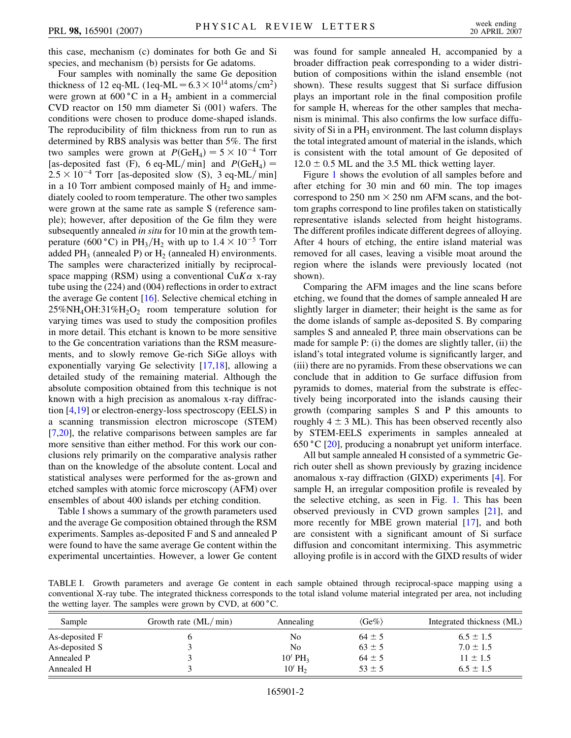this case, mechanism (c) dominates for both Ge and Si species, and mechanism (b) persists for Ge adatoms.

Four samples with nominally the same Ge deposition thickness of 12 eq-ML (1eq-ML $= 6.3 \times 10^{14}$ atoms/cm$^2$) were grown at 600 °C in a $H_2$ ambient in a commercial CVD reactor on 150 mm diameter Si (001) wafers. The conditions were chosen to produce dome-shaped islands. The reproducibility of film thickness from run to run as determined by RBS analysis was better than 5%. The first two samples were grown at $P(GeH_4) = 5 \times 10^{-4}$ Torr [as-deposited fast (F), 6 eq-ML/min] and $P(GeH_4) = 2.5 \times 10^{-4}$ Torr [as-deposited slow (S), 3 eq-ML/min] in a 10 Torr ambient composed mainly of $H_2$ and immediately cooled to room temperature. The other two samples were grown at the same rate as sample S (reference sample); however, after deposition of the Ge film they were subsequently annealed *in situ* for 10 min at the growth temperature (600 °C) in $PH_3/H_2$ with up to $1.4 \times 10^{-5}$ Torr added $PH_3$ (annealed P) or $H_2$ (annealed H) environments. The samples were characterized initially by reciprocal-space mapping (RSM) using a conventional Cu$K\alpha$ x-ray tube using the (224) and (004) reflections in order to extract the average Ge content [16]. Selective chemical etching in 25%$NH_4OH$:31%$H_2O_2$ room temperature solution for varying times was used to study the composition profiles in more detail. This etchant is known to be more sensitive to the Ge concentration variations than the RSM measurements, and to slowly remove Ge-rich SiGe alloys with exponentially varying Ge selectivity [17,18], allowing a detailed study of the remaining material. Although the absolute composition obtained from this technique is not known with a high precision as anomalous x-ray diffraction [4,19] or electron-energy-loss spectroscopy (EELS) in a scanning transmission electron microscope (STEM) [7,20], the relative comparisons between samples are far more sensitive than either method. For this work our conclusions rely primarily on the comparative analysis rather than on the knowledge of the absolute content. Local and statistical analyses were performed for the as-grown and etched samples with atomic force microscopy (AFM) over ensembles of about 400 islands per etching condition.

Table I shows a summary of the growth parameters used and the average Ge composition obtained through the RSM experiments. Samples as-deposited F and S and annealed P were found to have the same average Ge content within the experimental uncertainties. However, a lower Ge content was found for sample annealed H, accompanied by a broader diffraction peak corresponding to a wider distribution of compositions within the island ensemble (not shown). These results suggest that Si surface diffusion plays an important role in the final composition profile for sample H, whereas for the other samples that mechanism is minimal. This also confirms the low surface diffusivity of Si in a $PH_3$ environment. The last column displays the total integrated amount of material in the islands, which is consistent with the total amount of Ge deposited of $12.0 \pm 0.5$ ML and the 3.5 ML thick wetting layer.

Figure 1 shows the evolution of all samples before and after etching for 30 min and 60 min. The top images correspond to 250 nm × 250 nm AFM scans, and the bottom graphs correspond to line profiles taken on statistically representative islands selected from height histograms. The different profiles indicate different degrees of alloying. After 4 hours of etching, the entire island material was removed for all cases, leaving a visible moat around the region where the islands were previously located (not shown).

Comparing the AFM images and the line scans before etching, we found that the domes of sample annealed H are slightly larger in diameter; their height is the same as for the dome islands of sample as-deposited S. By comparing samples S and annealed P, three main observations can be made for sample P: (i) the domes are slightly taller, (ii) the island's total integrated volume is significantly larger, and (iii) there are no pyramids. From these observations we can conclude that in addition to Ge surface diffusion from pyramids to domes, material from the substrate is effectively being incorporated into the islands causing their growth (comparing samples S and P this amounts to roughly $4 \pm 3$ ML). This has been observed recently also by STEM-EELS experiments in samples annealed at 650 °C [20], producing a nonabrupt yet uniform interface.

All but sample annealed H consisted of a symmetric Ge-rich outer shell as shown previously by grazing incidence anomalous x-ray diffraction (GIXD) experiments [4]. For sample H, an irregular composition profile is revealed by the selective etching, as seen in Fig. 1. This has been observed previously in CVD grown samples [21], and more recently for MBE grown material [17], and both are consistent with a significant amount of Si surface diffusion and concomitant intermixing. This asymmetric alloying profile is in accord with the GIXD results of wider

TABLE I. Growth parameters and average Ge content in each sample obtained through reciprocal-space mapping using a conventional X-ray tube. The integrated thickness corresponds to the total island volume material integrated per area, not including the wetting layer. The samples were grown by CVD, at 600 °C.

| Sample | Growth rate (ML/min) | Annealing | ⟨Ge%⟩ | Integrated thickness (ML) |
|---|---|---|---|---|
| As-deposited F | 6 | No | $64 \pm 5$ | $6.5 \pm 1.5$ |
| As-deposited S | 3 | No | $63 \pm 5$ | $7.0 \pm 1.5$ |
| Annealed P | 3 | 10′ $PH_3$ | $64 \pm 5$ | $11 \pm 1.5$ |
| Annealed H | 3 | 10′ $H_2$ | $53 \pm 5$ | $6.5 \pm 1.5$ |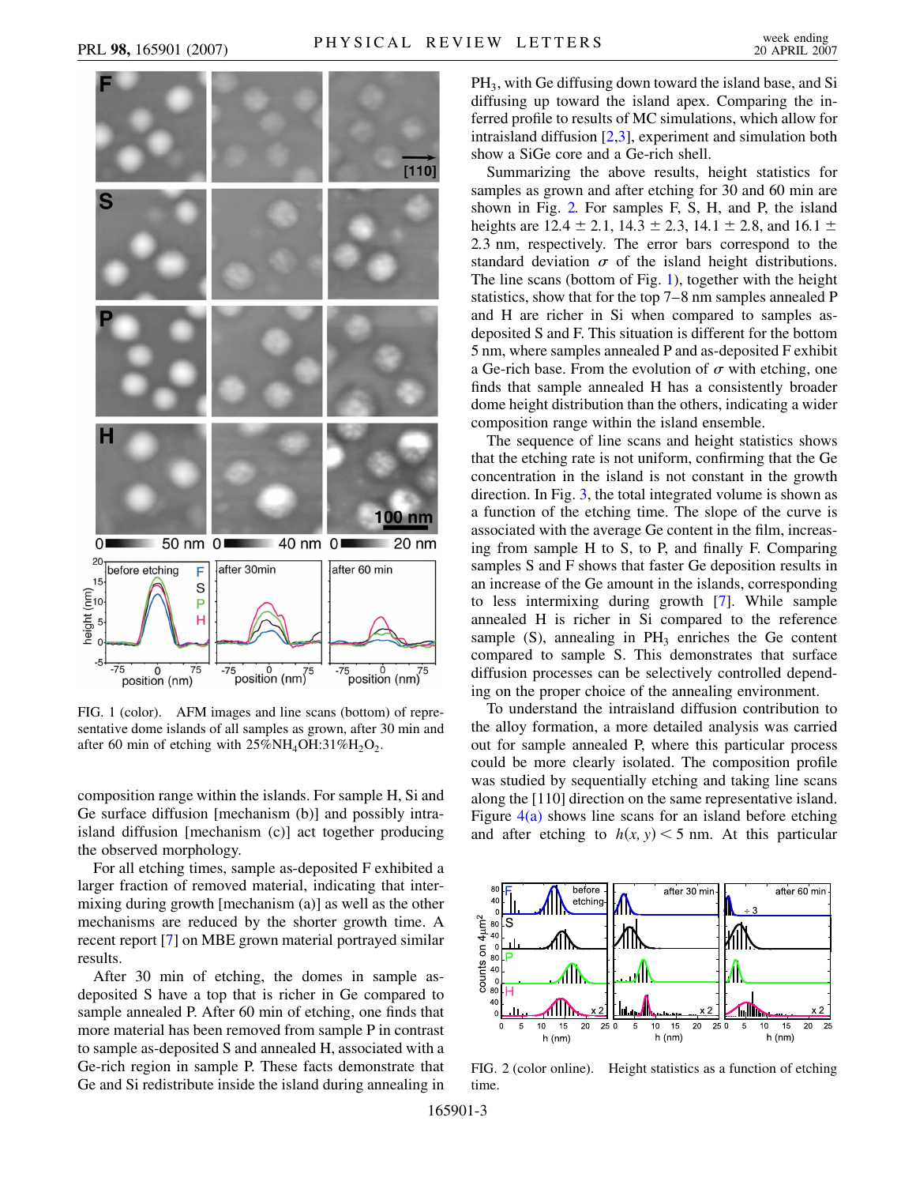FIG. 1 (color). AFM images and line scans (bottom) of representative dome islands of all samples as grown, after 30 min and after 60 min of etching with 25%$NH_4OH$:31%$H_2O_2$.

composition range within the islands. For sample H, Si and Ge surface diffusion [mechanism (b)] and possibly intraisland diffusion [mechanism (c)] act together producing the observed morphology.

For all etching times, sample as-deposited F exhibited a larger fraction of removed material, indicating that intermixing during growth [mechanism (a)] as well as the other mechanisms are reduced by the shorter growth time. A recent report [7] on MBE grown material portrayed similar results.

After 30 min of etching, the domes in sample as-deposited S have a top that is richer in Ge compared to sample annealed P. After 60 min of etching, one finds that more material has been removed from sample P in contrast to sample as-deposited S and annealed H, associated with a Ge-rich region in sample P. These facts demonstrate that Ge and Si redistribute inside the island during annealing in $PH_3$, with Ge diffusing down toward the island base, and Si diffusing up toward the island apex. Comparing the inferred profile to results of MC simulations, which allow for intraisland diffusion [2,3], experiment and simulation both show a SiGe core and a Ge-rich shell.

Summarizing the above results, height statistics for samples as grown and after etching for 30 and 60 min are shown in Fig. 2. For samples F, S, H, and P, the island heights are $12.4 \pm 2.1$, $14.3 \pm 2.3$, $14.1 \pm 2.8$, and $16.1 \pm 2.3$ nm, respectively. The error bars correspond to the standard deviation $\sigma$ of the island height distributions. The line scans (bottom of Fig. 1), together with the height statistics, show that for the top 7–8 nm samples annealed P and H are richer in Si when compared to samples as-deposited S and F. This situation is different for the bottom 5 nm, where samples annealed P and as-deposited F exhibit a Ge-rich base. From the evolution of $\sigma$ with etching, one finds that sample annealed H has a consistently broader dome height distribution than the others, indicating a wider composition range within the island ensemble.

The sequence of line scans and height statistics shows that the etching rate is not uniform, confirming that the Ge concentration in the island is not constant in the growth direction. In Fig. 3, the total integrated volume is shown as a function of the etching time. The slope of the curve is associated with the average Ge content in the film, increasing from sample H to S, to P, and finally F. Comparing samples S and F shows that faster Ge deposition results in an increase of the Ge amount in the islands, corresponding to less intermixing during growth [7]. While sample annealed H is richer in Si compared to the reference sample (S), annealing in $PH_3$ enriches the Ge content compared to sample S. This demonstrates that surface diffusion processes can be selectively controlled depending on the proper choice of the annealing environment.

To understand the intraisland diffusion contribution to the alloy formation, a more detailed analysis was carried out for sample annealed P, where this particular process could be more clearly isolated. The composition profile was studied by sequentially etching and taking line scans along the [110] direction on the same representative island. Figure 4(a) shows line scans for an island before etching and after etching to $h(x, y) < 5$ nm. At this particular

FIG. 2 (color online). Height statistics as a function of etching time.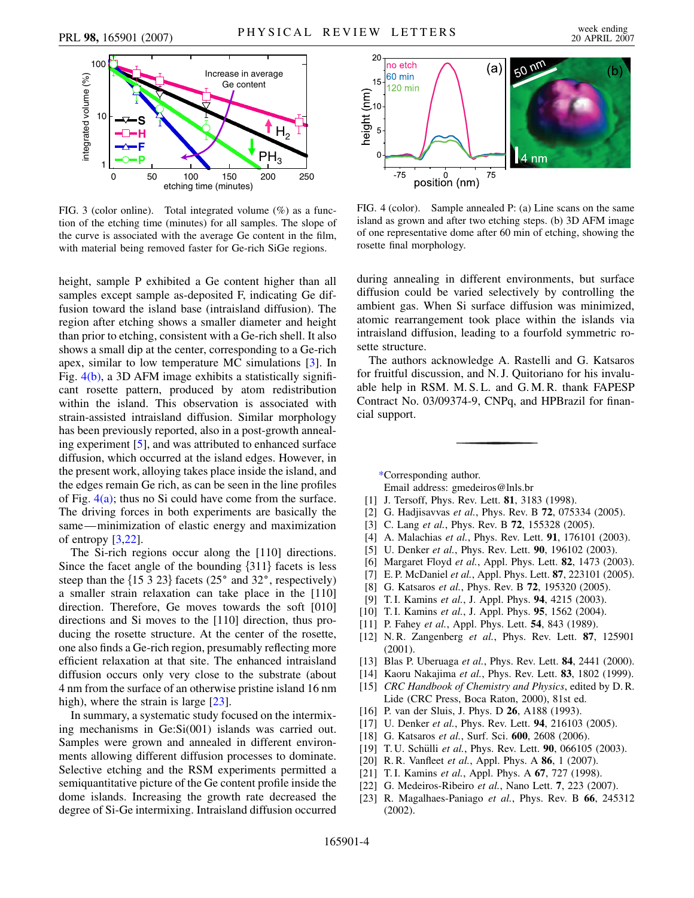integrated volume (%)

100

10

1

0 50 100 150 200 250

etching time (minutes)

Increase in average Ge content

S

H

F

P

$H_2$

$PH_3$

FIG. 3 (color online). Total integrated volume (%) as a function of the etching time (minutes) for all samples. The slope of the curve is associated with the average Ge content in the film, with material being removed faster for Ge-rich SiGe regions.

height (nm)

20

15

10

5

0

-75 0 75

position (nm)

no etch

60 min

120 min

(a)

50 nm

(b)

4 nm

FIG. 4 (color). Sample annealed P: (a) Line scans on the same island as grown and after two etching steps. (b) 3D AFM image of one representative dome after 60 min of etching, showing the rosette final morphology.

height, sample P exhibited a Ge content higher than all samples except sample as-deposited F, indicating Ge diffusion toward the island base (intraisland diffusion). The region after etching shows a smaller diameter and height than prior to etching, consistent with a Ge-rich shell. It also shows a small dip at the center, corresponding to a Ge-rich apex, similar to low temperature MC simulations [3]. In Fig. 4(b), a 3D AFM image exhibits a statistically significant rosette pattern, produced by atom redistribution within the island. This observation is associated with strain-assisted intraisland diffusion. Similar morphology has been previously reported, also in a post-growth annealing experiment [5], and was attributed to enhanced surface diffusion, which occurred at the island edges. However, in the present work, alloying takes place inside the island, and the edges remain Ge rich, as can be seen in the line profiles of Fig. 4(a); thus no Si could have come from the surface. The driving forces in both experiments are basically the same—minimization of elastic energy and maximization of entropy [3,22].

The Si-rich regions occur along the [110] directions. Since the facet angle of the bounding {311} facets is less steep than the {15 3 23} facets (25° and 32°, respectively) a smaller strain relaxation can take place in the [110] direction. Therefore, Ge moves towards the soft [010] directions and Si moves to the [110] direction, thus producing the rosette structure. At the center of the rosette, one also finds a Ge-rich region, presumably reflecting more efficient relaxation at that site. The enhanced intraisland diffusion occurs only very close to the substrate (about 4 nm from the surface of an otherwise pristine island 16 nm high), where the strain is large [23].

In summary, a systematic study focused on the intermixing mechanisms in Ge:Si(001) islands was carried out. Samples were grown and annealed in different environments allowing different diffusion processes to dominate. Selective etching and the RSM experiments permitted a semiquantitative picture of the Ge content profile inside the dome islands. Increasing the growth rate decreased the degree of Si-Ge intermixing. Intraisland diffusion occurred during annealing in different environments, but surface diffusion could be varied selectively by controlling the ambient gas. When Si surface diffusion was minimized, atomic rearrangement took place within the islands via intraisland diffusion, leading to a fourfold symmetric rosette structure.

The authors acknowledge A. Rastelli and G. Katsaros for fruitful discussion, and N. J. Quitoriano for his invaluable help in RSM. M. S. L. and G. M. R. thank FAPESP Contract No. 03/09374-9, CNPq, and HPBrazil for financial support.

*Corresponding author.
Email address: gmedeiros@lnls.br

[1] J. Tersoff, Phys. Rev. Lett. **81**, 3183 (1998).
[2] G. Hadjisavvas *et al.*, Phys. Rev. B **72**, 075334 (2005).
[3] C. Lang *et al.*, Phys. Rev. B **72**, 155328 (2005).
[4] A. Malachias *et al.*, Phys. Rev. Lett. **91**, 176101 (2003).
[5] U. Denker *et al.*, Phys. Rev. Lett. **90**, 196102 (2003).
[6] Margaret Floyd *et al.*, Appl. Phys. Lett. **82**, 1473 (2003).
[7] E. P. McDaniel *et al.*, Appl. Phys. Lett. **87**, 223101 (2005).
[8] G. Katsaros *et al.*, Phys. Rev. B **72**, 195320 (2005).
[9] T. I. Kamins *et al.*, J. Appl. Phys. **94**, 4215 (2003).
[10] T. I. Kamins *et al.*, J. Appl. Phys. **95**, 1562 (2004).
[11] P. Fahey *et al.*, Appl. Phys. Lett. **54**, 843 (1989).
[12] N. R. Zangenberg *et al.*, Phys. Rev. Lett. **87**, 125901 (2001).
[13] Blas P. Uberuaga *et al.*, Phys. Rev. Lett. **84**, 2441 (2000).
[14] Kaoru Nakajima *et al.*, Phys. Rev. Lett. **83**, 1802 (1999).
[15] *CRC Handbook of Chemistry and Physics*, edited by D. R. Lide (CRC Press, Boca Raton, 2000), 81st ed.
[16] P. van der Sluis, J. Phys. D **26**, A188 (1993).
[17] U. Denker *et al.*, Phys. Rev. Lett. **94**, 216103 (2005).
[18] G. Katsaros *et al.*, Surf. Sci. **600**, 2608 (2006).
[19] T. U. Schülli *et al.*, Phys. Rev. Lett. **90**, 066105 (2003).
[20] R. R. Vanfleet *et al.*, Appl. Phys. A **86**, 1 (2007).
[21] T. I. Kamins *et al.*, Appl. Phys. A **67**, 727 (1998).
[22] G. Medeiros-Ribeiro *et al.*, Nano Lett. **7**, 223 (2007).
[23] R. Magalhaes-Paniago *et al.*, Phys. Rev. B **66**, 245312 (2002).